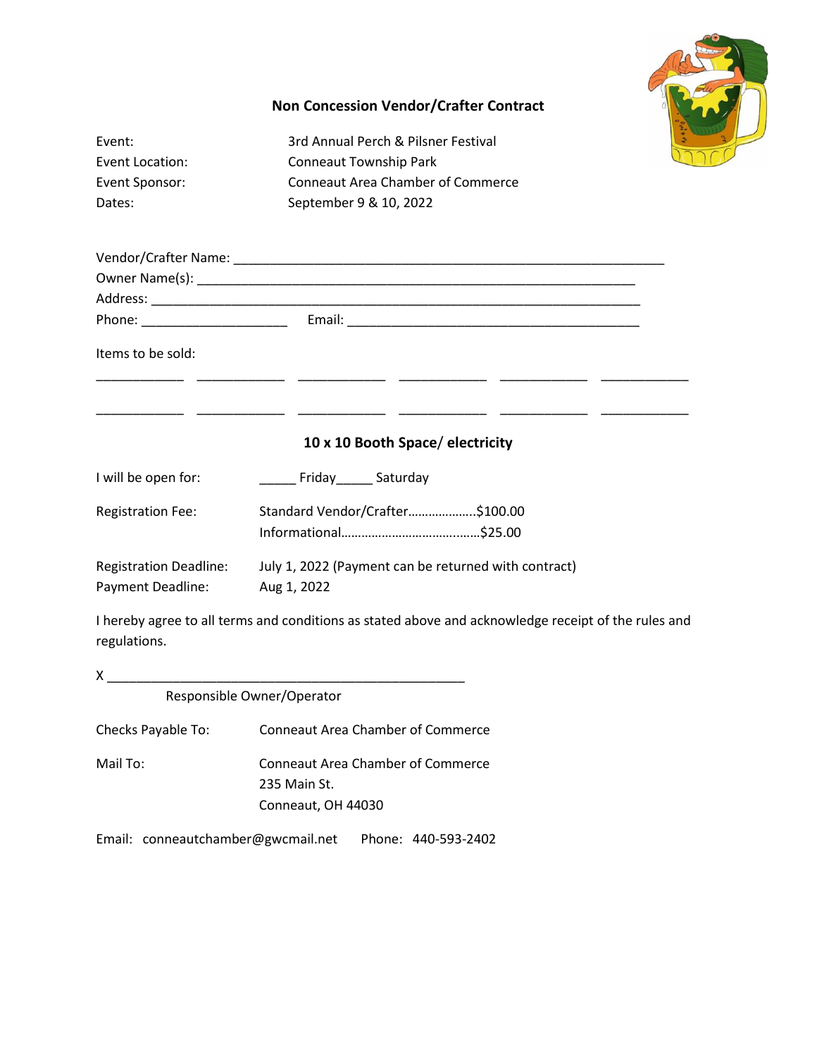## Non Concession Vendor/Crafter Contract

Event: 3rd Annual Perch & Pilsner Festival
Event Location: Conneaut Township Park
Event Sponsor: Conneaut Area Chamber of Commerce
Dates: September 9 & 10, 2022

Vendor/Crafter Name: ____________________________________________________________
Owner Name(s): ______________________________________________________________
Address: ___________________________________________________________________
Phone: ____________________ Email: _________________________________________

Items to be sold:

____________ ____________ ____________ ____________ ____________ ____________

____________ ____________ ____________ ____________ ____________ ____________

### 10 x 10 Booth Space/ electricity

I will be open for: _____ Friday_____ Saturday

Registration Fee: Standard Vendor/Crafter………………..$100.00
Informational……………………………………$25.00

Registration Deadline: July 1, 2022 (Payment can be returned with contract)
Payment Deadline: Aug 1, 2022

I hereby agree to all terms and conditions as stated above and acknowledge receipt of the rules and regulations.

X _________________________________________________
Responsible Owner/Operator

Checks Payable To: Conneaut Area Chamber of Commerce

Mail To: Conneaut Area Chamber of Commerce
235 Main St.
Conneaut, OH 44030

Email: conneautchamber@gwcmail.net Phone: 440-593-2402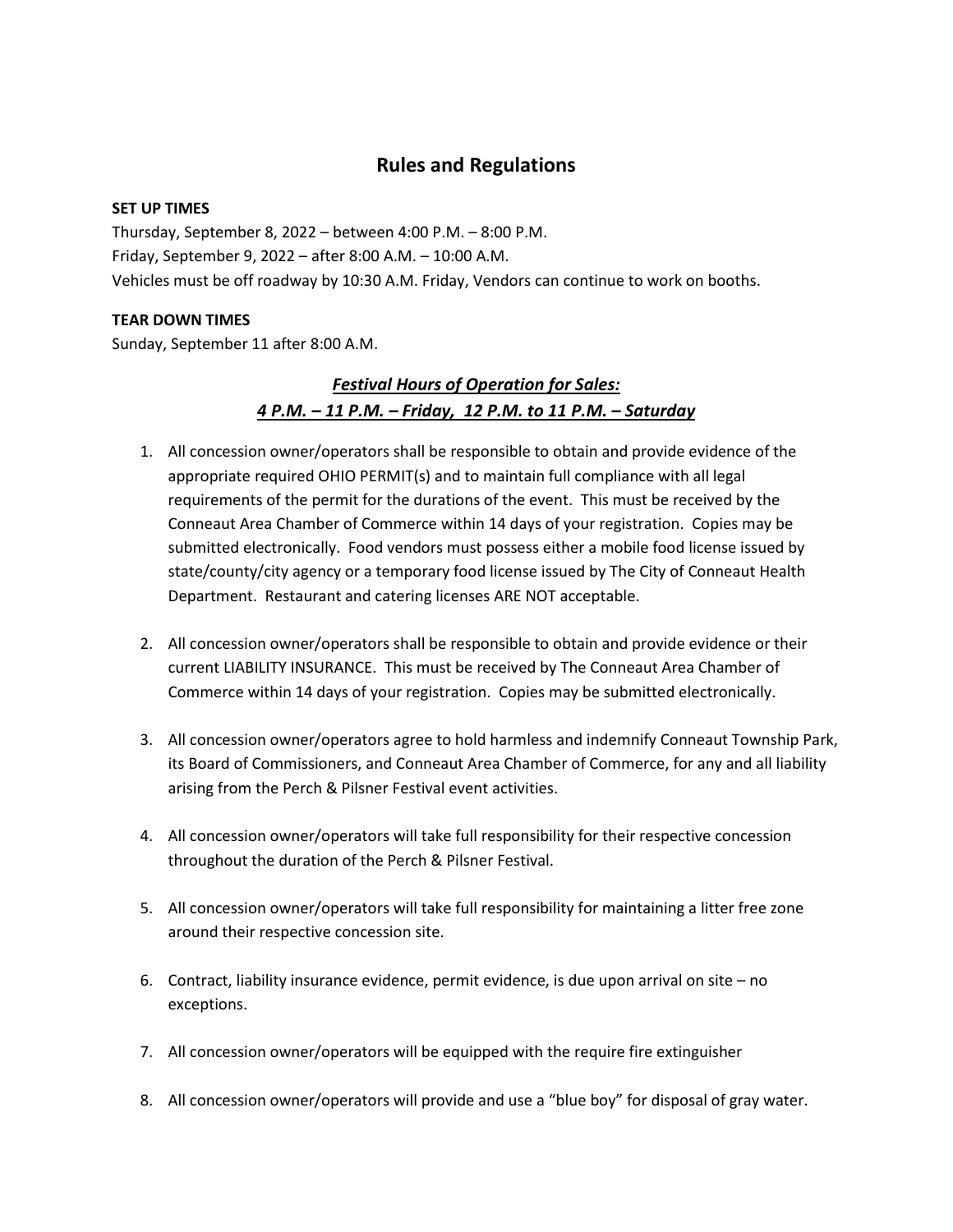# Rules and Regulations

**SET UP TIMES**

Thursday, September 8, 2022 – between 4:00 P.M. – 8:00 P.M.
Friday, September 9, 2022 – after 8:00 A.M. – 10:00 A.M.
Vehicles must be off roadway by 10:30 A.M. Friday, Vendors can continue to work on booths.

**TEAR DOWN TIMES**

Sunday, September 11 after 8:00 A.M.

## ***Festival Hours of Operation for Sales:***
## ***4 P.M. – 11 P.M. – Friday, 12 P.M. to 11 P.M. – Saturday***

1. All concession owner/operators shall be responsible to obtain and provide evidence of the appropriate required OHIO PERMIT(s) and to maintain full compliance with all legal requirements of the permit for the durations of the event. This must be received by the Conneaut Area Chamber of Commerce within 14 days of your registration. Copies may be submitted electronically. Food vendors must possess either a mobile food license issued by state/county/city agency or a temporary food license issued by The City of Conneaut Health Department. Restaurant and catering licenses ARE NOT acceptable.

2. All concession owner/operators shall be responsible to obtain and provide evidence or their current LIABILITY INSURANCE. This must be received by The Conneaut Area Chamber of Commerce within 14 days of your registration. Copies may be submitted electronically.

3. All concession owner/operators agree to hold harmless and indemnify Conneaut Township Park, its Board of Commissioners, and Conneaut Area Chamber of Commerce, for any and all liability arising from the Perch & Pilsner Festival event activities.

4. All concession owner/operators will take full responsibility for their respective concession throughout the duration of the Perch & Pilsner Festival.

5. All concession owner/operators will take full responsibility for maintaining a litter free zone around their respective concession site.

6. Contract, liability insurance evidence, permit evidence, is due upon arrival on site – no exceptions.

7. All concession owner/operators will be equipped with the require fire extinguisher

8. All concession owner/operators will provide and use a "blue boy" for disposal of gray water.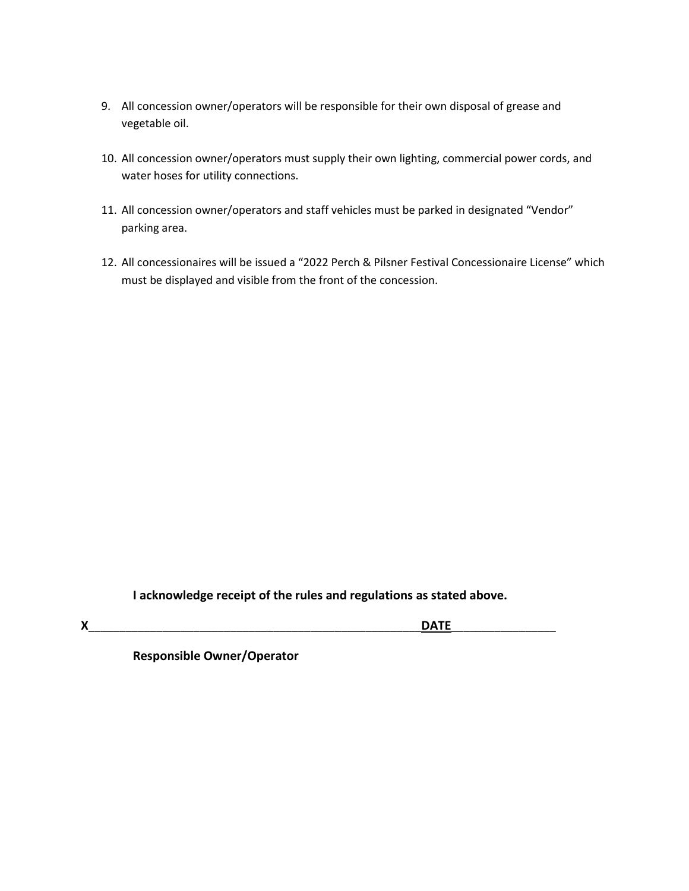9. All concession owner/operators will be responsible for their own disposal of grease and vegetable oil.

10. All concession owner/operators must supply their own lighting, commercial power cords, and water hoses for utility connections.

11. All concession owner/operators and staff vehicles must be parked in designated "Vendor" parking area.

12. All concessionaires will be issued a "2022 Perch & Pilsner Festival Concessionaire License" which must be displayed and visible from the front of the concession.

**I acknowledge receipt of the rules and regulations as stated above.**

**X**______________________________________________________**DATE**________________

**Responsible Owner/Operator**